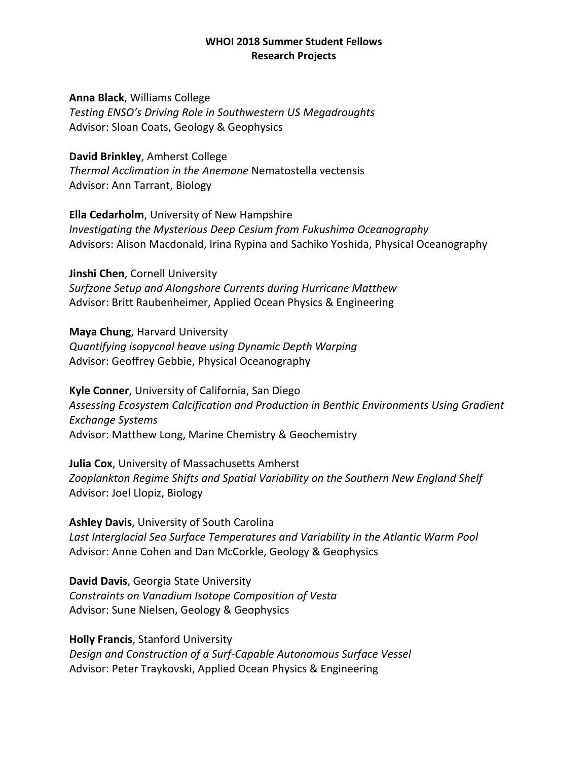**WHOI 2018 Summer Student Fellows**
**Research Projects**

**Anna Black**, Williams College
*Testing ENSO's Driving Role in Southwestern US Megadroughts*
Advisor: Sloan Coats, Geology & Geophysics

**David Brinkley**, Amherst College
*Thermal Acclimation in the Anemone* Nematostella vectensis
Advisor: Ann Tarrant, Biology

**Ella Cedarholm**, University of New Hampshire
*Investigating the Mysterious Deep Cesium from Fukushima Oceanography*
Advisors: Alison Macdonald, Irina Rypina and Sachiko Yoshida, Physical Oceanography

**Jinshi Chen**, Cornell University
*Surfzone Setup and Alongshore Currents during Hurricane Matthew*
Advisor: Britt Raubenheimer, Applied Ocean Physics & Engineering

**Maya Chung**, Harvard University
*Quantifying isopycnal heave using Dynamic Depth Warping*
Advisor: Geoffrey Gebbie, Physical Oceanography

**Kyle Conner**, University of California, San Diego
*Assessing Ecosystem Calcification and Production in Benthic Environments Using Gradient Exchange Systems*
Advisor: Matthew Long, Marine Chemistry & Geochemistry

**Julia Cox**, University of Massachusetts Amherst
*Zooplankton Regime Shifts and Spatial Variability on the Southern New England Shelf*
Advisor: Joel Llopiz, Biology

**Ashley Davis**, University of South Carolina
*Last Interglacial Sea Surface Temperatures and Variability in the Atlantic Warm Pool*
Advisor: Anne Cohen and Dan McCorkle, Geology & Geophysics

**David Davis**, Georgia State University
*Constraints on Vanadium Isotope Composition of Vesta*
Advisor: Sune Nielsen, Geology & Geophysics

**Holly Francis**, Stanford University
*Design and Construction of a Surf-Capable Autonomous Surface Vessel*
Advisor: Peter Traykovski, Applied Ocean Physics & Engineering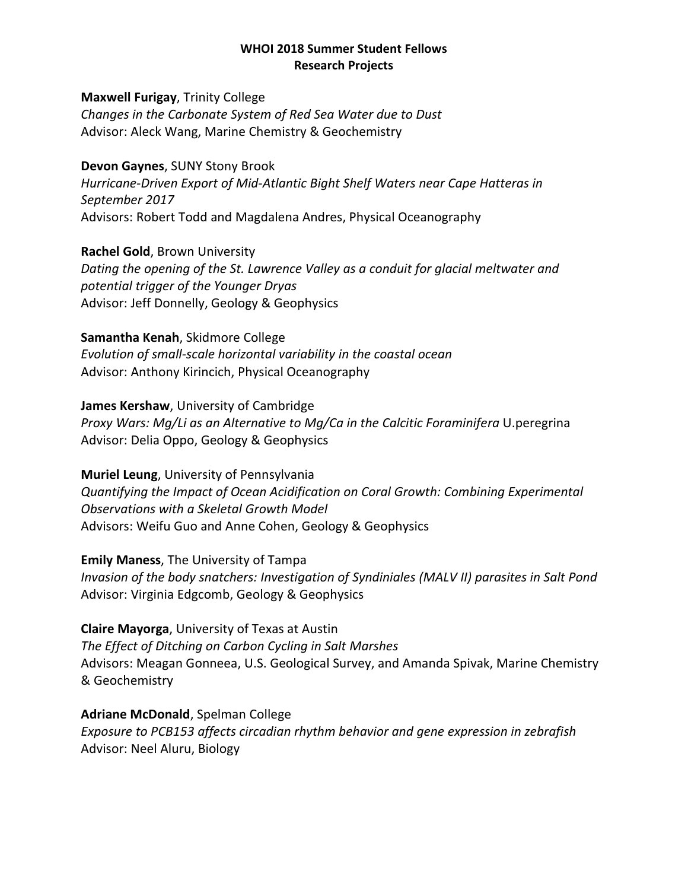**WHOI 2018 Summer Student Fellows**
**Research Projects**

**Maxwell Furigay**, Trinity College
*Changes in the Carbonate System of Red Sea Water due to Dust*
Advisor: Aleck Wang, Marine Chemistry & Geochemistry

**Devon Gaynes**, SUNY Stony Brook
*Hurricane-Driven Export of Mid-Atlantic Bight Shelf Waters near Cape Hatteras in September 2017*
Advisors: Robert Todd and Magdalena Andres, Physical Oceanography

**Rachel Gold**, Brown University
*Dating the opening of the St. Lawrence Valley as a conduit for glacial meltwater and potential trigger of the Younger Dryas*
Advisor: Jeff Donnelly, Geology & Geophysics

**Samantha Kenah**, Skidmore College
*Evolution of small-scale horizontal variability in the coastal ocean*
Advisor: Anthony Kirincich, Physical Oceanography

**James Kershaw**, University of Cambridge
*Proxy Wars: Mg/Li as an Alternative to Mg/Ca in the Calcitic Foraminifera* U.peregrina
Advisor: Delia Oppo, Geology & Geophysics

**Muriel Leung**, University of Pennsylvania
*Quantifying the Impact of Ocean Acidification on Coral Growth: Combining Experimental Observations with a Skeletal Growth Model*
Advisors: Weifu Guo and Anne Cohen, Geology & Geophysics

**Emily Maness**, The University of Tampa
*Invasion of the body snatchers: Investigation of Syndiniales (MALV II) parasites in Salt Pond*
Advisor: Virginia Edgcomb, Geology & Geophysics

**Claire Mayorga**, University of Texas at Austin
*The Effect of Ditching on Carbon Cycling in Salt Marshes*
Advisors: Meagan Gonneea, U.S. Geological Survey, and Amanda Spivak, Marine Chemistry & Geochemistry

**Adriane McDonald**, Spelman College
*Exposure to PCB153 affects circadian rhythm behavior and gene expression in zebrafish*
Advisor: Neel Aluru, Biology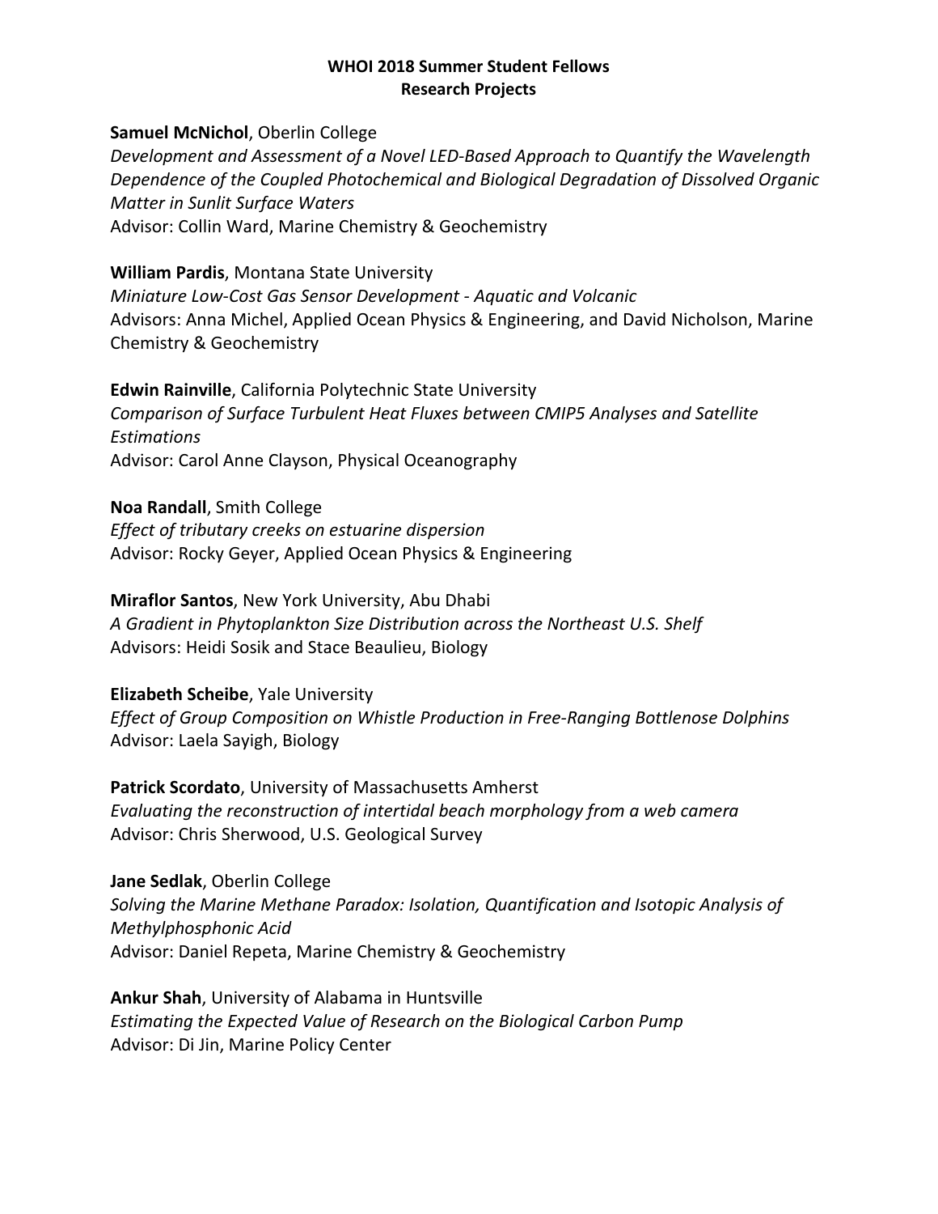**WHOI 2018 Summer Student Fellows**
**Research Projects**

**Samuel McNichol**, Oberlin College
*Development and Assessment of a Novel LED-Based Approach to Quantify the Wavelength Dependence of the Coupled Photochemical and Biological Degradation of Dissolved Organic Matter in Sunlit Surface Waters*
Advisor: Collin Ward, Marine Chemistry & Geochemistry

**William Pardis**, Montana State University
*Miniature Low-Cost Gas Sensor Development - Aquatic and Volcanic*
Advisors: Anna Michel, Applied Ocean Physics & Engineering, and David Nicholson, Marine Chemistry & Geochemistry

**Edwin Rainville**, California Polytechnic State University
*Comparison of Surface Turbulent Heat Fluxes between CMIP5 Analyses and Satellite Estimations*
Advisor: Carol Anne Clayson, Physical Oceanography

**Noa Randall**, Smith College
*Effect of tributary creeks on estuarine dispersion*
Advisor: Rocky Geyer, Applied Ocean Physics & Engineering

**Miraflor Santos**, New York University, Abu Dhabi
*A Gradient in Phytoplankton Size Distribution across the Northeast U.S. Shelf*
Advisors: Heidi Sosik and Stace Beaulieu, Biology

**Elizabeth Scheibe**, Yale University
*Effect of Group Composition on Whistle Production in Free-Ranging Bottlenose Dolphins*
Advisor: Laela Sayigh, Biology

**Patrick Scordato**, University of Massachusetts Amherst
*Evaluating the reconstruction of intertidal beach morphology from a web camera*
Advisor: Chris Sherwood, U.S. Geological Survey

**Jane Sedlak**, Oberlin College
*Solving the Marine Methane Paradox: Isolation, Quantification and Isotopic Analysis of Methylphosphonic Acid*
Advisor: Daniel Repeta, Marine Chemistry & Geochemistry

**Ankur Shah**, University of Alabama in Huntsville
*Estimating the Expected Value of Research on the Biological Carbon Pump*
Advisor: Di Jin, Marine Policy Center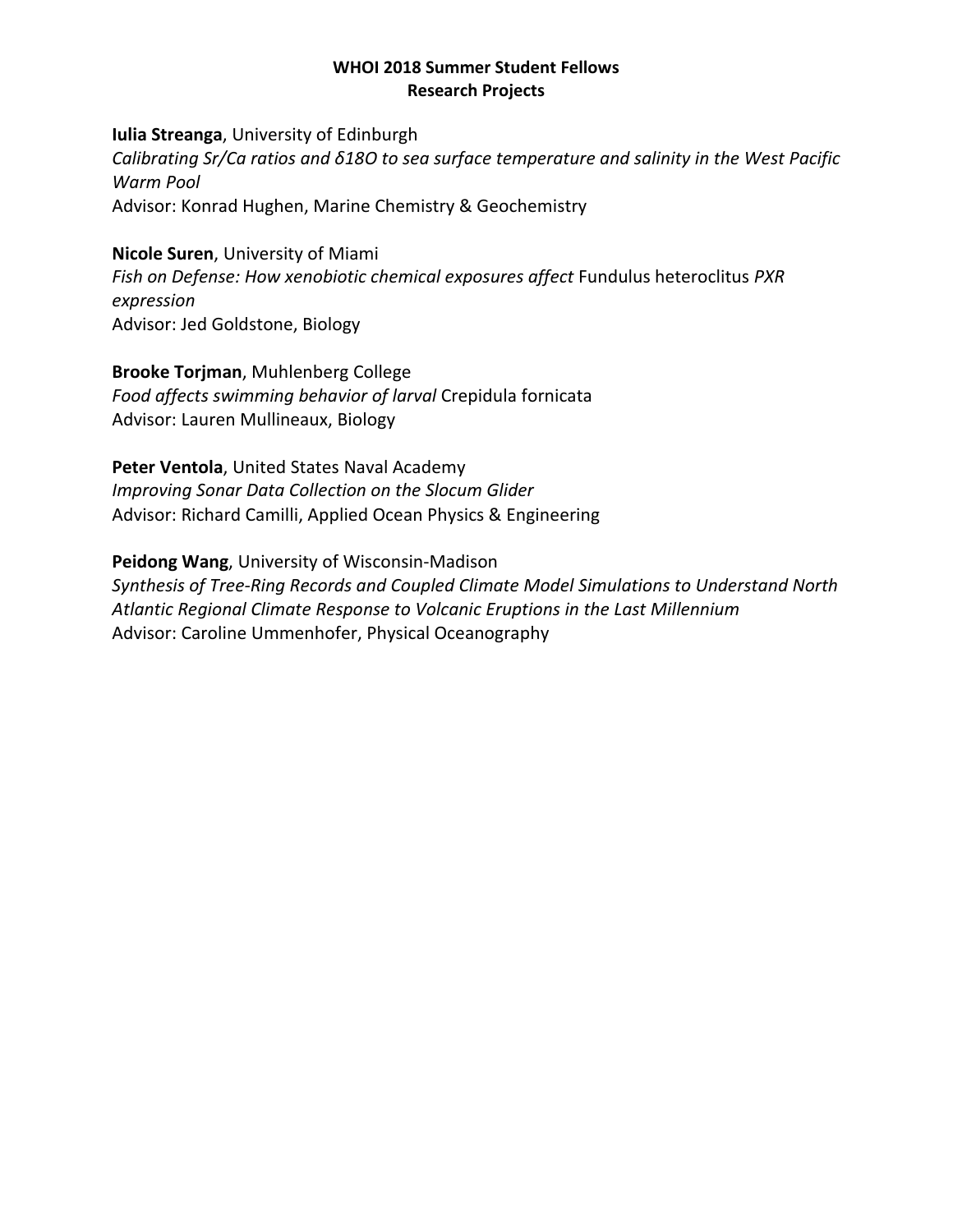**WHOI 2018 Summer Student Fellows**
**Research Projects**

**Iulia Streanga**, University of Edinburgh
*Calibrating Sr/Ca ratios and δ18O to sea surface temperature and salinity in the West Pacific Warm Pool*
Advisor: Konrad Hughen, Marine Chemistry & Geochemistry

**Nicole Suren**, University of Miami
*Fish on Defense: How xenobiotic chemical exposures affect* Fundulus heteroclitus *PXR expression*
Advisor: Jed Goldstone, Biology

**Brooke Torjman**, Muhlenberg College
*Food affects swimming behavior of larval* Crepidula fornicata
Advisor: Lauren Mullineaux, Biology

**Peter Ventola**, United States Naval Academy
*Improving Sonar Data Collection on the Slocum Glider*
Advisor: Richard Camilli, Applied Ocean Physics & Engineering

**Peidong Wang**, University of Wisconsin-Madison
*Synthesis of Tree-Ring Records and Coupled Climate Model Simulations to Understand North Atlantic Regional Climate Response to Volcanic Eruptions in the Last Millennium*
Advisor: Caroline Ummenhofer, Physical Oceanography